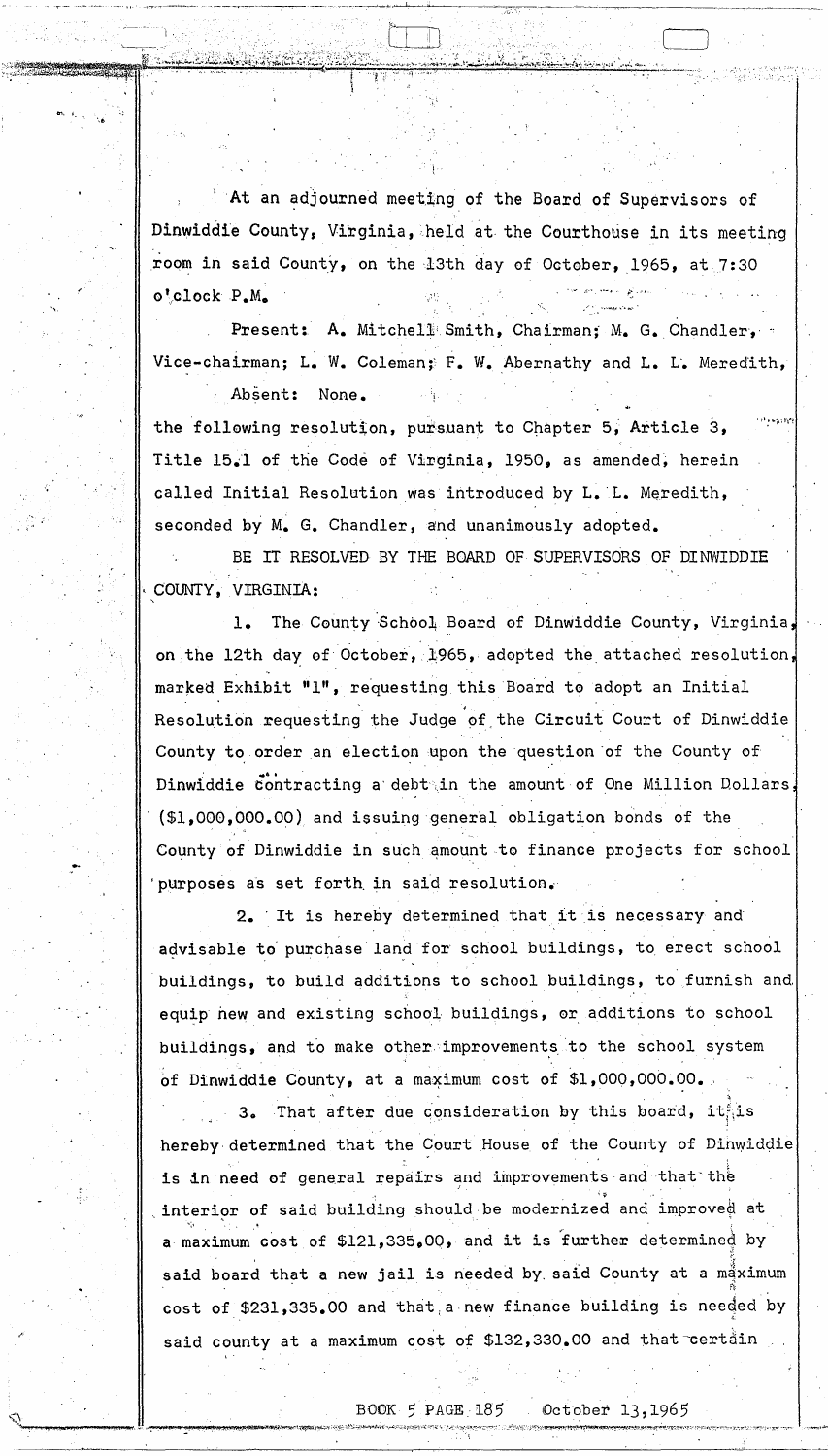At an adjourned meeting of the Board of Supervisors of Dinwiddie County, Virginia, held at the Courthouse in its meeting room in said County, on the 13th day of October, 1965, at 7:30 o'clock P.M.

Present: A. Mitchell Smith, Chairman; M. G. Chandler, Vice-chairman; L. W. Coleman; F. W. Abernathy and L. L. Meredith,

Absent: None.

the following resolution, pursuant to Chapter 5, Article 3, Title 15.1 of the Code of Virginia, 1950, as amended, herein called Initial Resolution was introduced by L. L. Meredith, seconded by M. G. Chandler, and unanimously adopted.

BE IT RESOLVED BY THE BOARD OF SUPERVISORS OF DINWIDDIE COUNTY, VIRGINIA:

1. The County School Board of Dinwiddie County, Virginia, on the 12th day of October, 1965, adopted the attached resolution, marked Exhibit "1", requesting this Board to adopt an Initial Resolution requesting the Judge of the Circuit Court of Dinwiddie County to order an election upon the question of the County of Dinwiddie contracting a debt in the amount of One Million Dollars ($1,000,000.00) and issuing general obligation bonds of the County of Dinwiddie in such amount to finance projects for school purposes as set forth in said resolution.

2. It is hereby determined that it is necessary and advisable to purchase land for school buildings, to erect school buildings, to build additions to school buildings, to furnish and equip new and existing school buildings, or additions to school buildings, and to make other improvements to the school system of Dinwiddie County, at a maximum cost of $1,000,000.00.

3. That after due consideration by this board, it is hereby determined that the Court House of the County of Dinwiddie is in need of general repairs and improvements and that the interior of said building should be modernized and improved at a maximum cost of $121,335.00, and it is further determined by said board that a new jail is needed by said County at a maximum cost of $231,335.00 and that a new finance building is needed by said county at a maximum cost of $132,330.00 and that certain

BOOK 5 PAGE 185 October 13,1965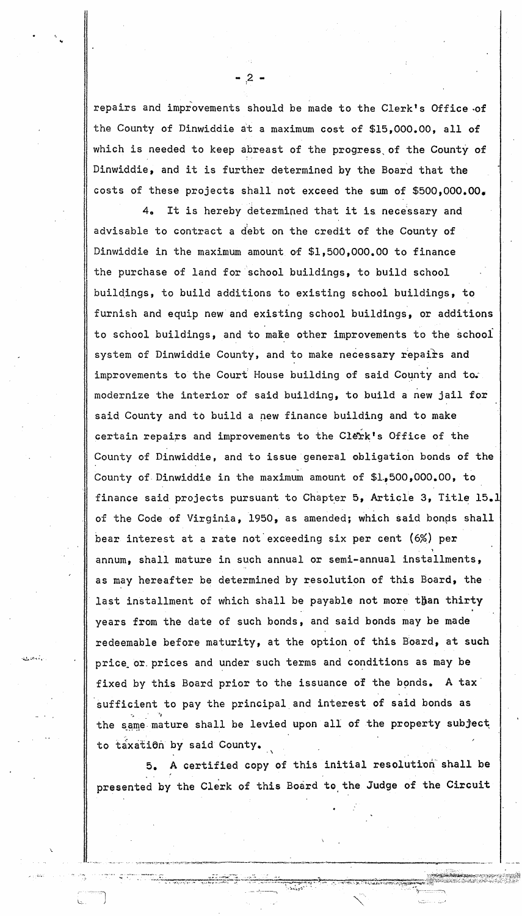repairs and improvements should be made to the Clerk's Office of the County of Dinwiddie at a maximum cost of $15,000.00, all of which is needed to keep abreast of the progress of the County of Dinwiddie, and it is further determined by the Board that the costs of these projects shall not exceed the sum of $500,000.00.

4. It is hereby determined that it is necessary and advisable to contract a debt on the credit of the County of Dinwiddie in the maximum amount of $1,500,000.00 to finance the purchase of land for school buildings, to build school buildings, to build additions to existing school buildings, to furnish and equip new and existing school buildings, or additions to school buildings, and to make other improvements to the school system of Dinwiddie County, and to make necessary repairs and improvements to the Court House building of said County and to modernize the interior of said building, to build a new jail for said County and to build a new finance building and to make certain repairs and improvements to the Clerk's Office of the County of Dinwiddie, and to issue general obligation bonds of the County of Dinwiddie in the maximum amount of $1,500,000.00, to finance said projects pursuant to Chapter 5, Article 3, Title 15.1 of the Code of Virginia, 1950, as amended; which said bonds shall bear interest at a rate not exceeding six per cent (6%) per annum, shall mature in such annual or semi-annual installments, as may hereafter be determined by resolution of this Board, the last installment of which shall be payable not more than thirty years from the date of such bonds, and said bonds may be made redeemable before maturity, at the option of this Board, at such price or prices and under such terms and conditions as may be fixed by this Board prior to the issuance of the bonds. A tax sufficient to pay the principal and interest of said bonds as the same mature shall be levied upon all of the property subject to taxation by said County.

5. A certified copy of this initial resolution shall be presented by the Clerk of this Board to the Judge of the Circuit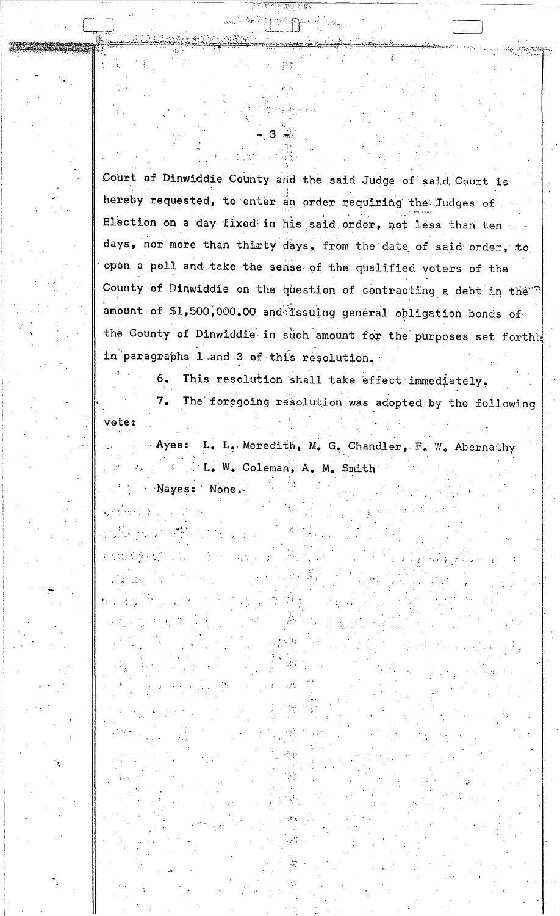Court of Dinwiddie County and the said Judge of said Court is hereby requested, to enter an order requiring the Judges of Election on a day fixed in his said order, not less than ten days, nor more than thirty days, from the date of said order, to open a poll and take the sense of the qualified voters of the County of Dinwiddie on the question of contracting a debt in the amount of $1,500,000.00 and issuing general obligation bonds of the County of Dinwiddie in such amount for the purposes set forth in paragraphs 1 and 3 of this resolution.

6. This resolution shall take effect immediately.

7. The foregoing resolution was adopted by the following vote:

Ayes: L. L. Meredith, M. G. Chandler, F. W. Abernathy
L. W. Coleman, A. M. Smith

Nayes: None.